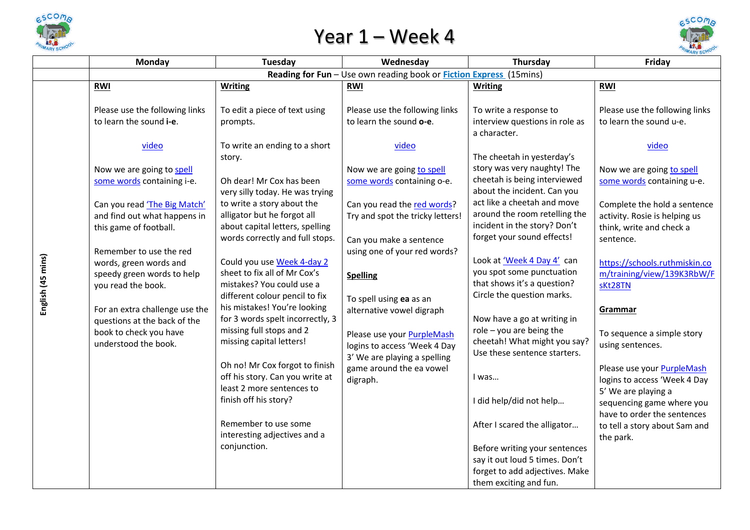# Year 1 – Week 4

| | Monday | Tuesday | Wednesday | Thursday | Friday |
|---|---|---|---|---|---|
| | **Reading for Fun** – Use own reading book or **Fiction Express** (15mins) | | | | |
| **English (45 mins)** | **RWI**<br><br>Please use the following links to learn the sound **i-e**.<br><br>video<br><br>Now we are going to spell some words containing i-e.<br><br>Can you read 'The Big Match' and find out what happens in this game of football.<br><br>Remember to use the red words, green words and speedy green words to help you read the book.<br><br>For an extra challenge use the questions at the back of the book to check you have understood the book. | **Writing**<br><br>To edit a piece of text using prompts.<br><br>To write an ending to a short story.<br><br>Oh dear! Mr Cox has been very silly today. He was trying to write a story about the alligator but he forgot all about capital letters, spelling words correctly and full stops.<br><br>Could you use Week 4-day 2 sheet to fix all of Mr Cox's mistakes? You could use a different colour pencil to fix his mistakes! You're looking for 3 words spelt incorrectly, 3 missing full stops and 2 missing capital letters!<br><br>Oh no! Mr Cox forgot to finish off his story. Can you write at least 2 more sentences to finish off his story?<br><br>Remember to use some interesting adjectives and a conjunction. | **RWI**<br><br>Please use the following links to learn the sound **o-e**.<br><br>video<br><br>Now we are going to spell some words containing o-e.<br><br>Can you read the red words? Try and spot the tricky letters!<br><br>Can you make a sentence using one of your red words?<br><br>**Spelling**<br><br>To spell using **ea** as an alternative vowel digraph<br><br>Please use your PurpleMash logins to access 'Week 4 Day 3' We are playing a spelling game around the ea vowel digraph. | **Writing**<br><br>To write a response to interview questions in role as a character.<br><br>The cheetah in yesterday's story was very naughty! The cheetah is being interviewed about the incident. Can you act like a cheetah and move around the room retelling the incident in the story? Don't forget your sound effects!<br><br>Look at 'Week 4 Day 4' can you spot some punctuation that shows it's a question? Circle the question marks.<br><br>Now have a go at writing in role – you are being the cheetah! What might you say? Use these sentence starters.<br><br>I was…<br><br>I did help/did not help…<br><br>After I scared the alligator…<br><br>Before writing your sentences say it out loud 5 times. Don't forget to add adjectives. Make them exciting and fun. | **RWI**<br><br>Please use the following links to learn the sound u-e.<br><br>video<br><br>Now we are going to spell some words containing u-e.<br><br>Complete the hold a sentence activity. Rosie is helping us think, write and check a sentence.<br><br>https://schools.ruthmiskin.com/training/view/139K3RbW/FsKt28TN<br><br>**Grammar**<br><br>To sequence a simple story using sentences.<br><br>Please use your PurpleMash logins to access 'Week 4 Day 5' We are playing a sequencing game where you have to order the sentences to tell a story about Sam and the park. |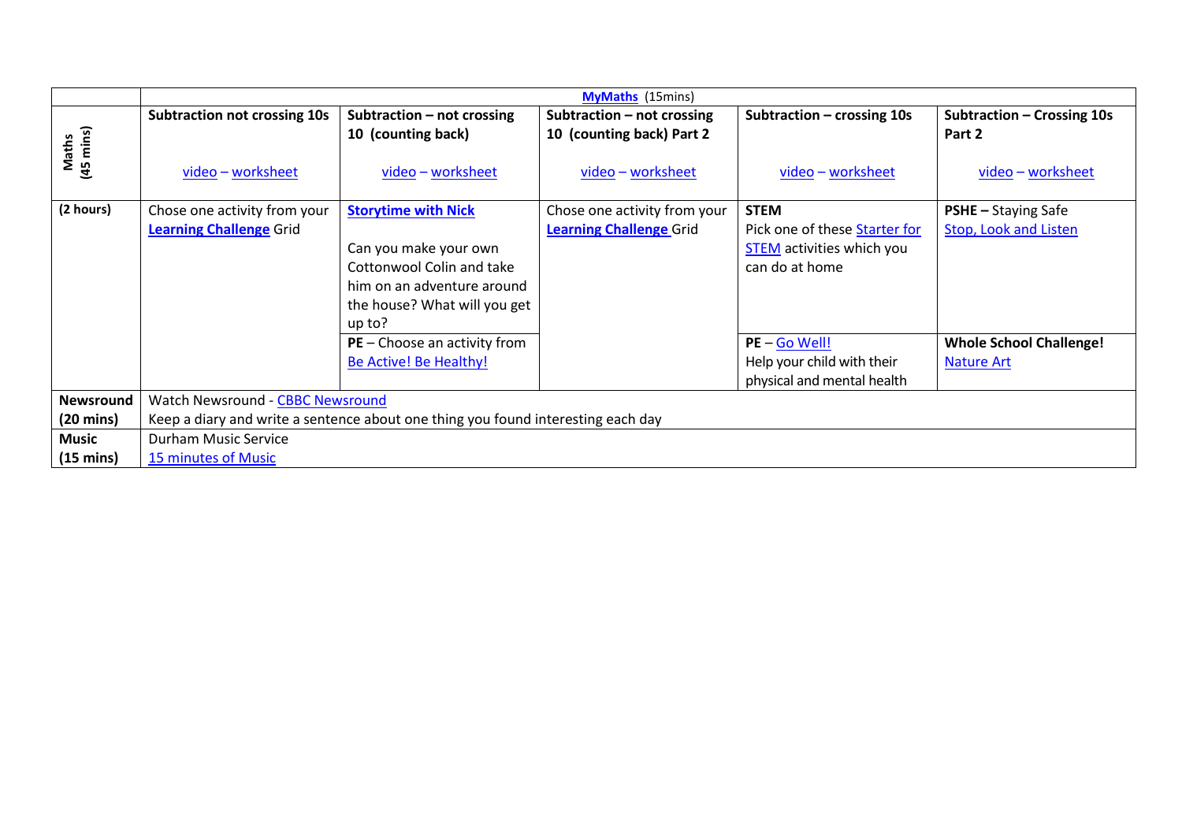| | | | | | |
|---|---|---|---|---|---|
| | MyMaths (15mins) | | | | |
| Maths (45 mins) | **Subtraction not crossing 10s**<br><br>video – worksheet | **Subtraction – not crossing 10 (counting back)**<br><br>video – worksheet | **Subtraction – not crossing 10 (counting back) Part 2**<br><br>video – worksheet | **Subtraction – crossing 10s**<br><br>video – worksheet | **Subtraction – Crossing 10s Part 2**<br><br>video – worksheet |
| **(2 hours)** | Chose one activity from your **Learning Challenge** Grid | **Storytime with Nick**<br><br>Can you make your own Cottonwool Colin and take him on an adventure around the house? What will you get up to? | Chose one activity from your **Learning Challenge** Grid | **STEM**<br>Pick one of these Starter for STEM activities which you can do at home | **PSHE –** Staying Safe<br>Stop, Look and Listen |
| | | **PE** – Choose an activity from Be Active! Be Healthy! | | **PE** – Go Well!<br>Help your child with their physical and mental health | **Whole School Challenge!**<br>Nature Art |
| **Newsround (20 mins)** | Watch Newsround - CBBC Newsround<br>Keep a diary and write a sentence about one thing you found interesting each day | | | | |
| **Music (15 mins)** | Durham Music Service<br>15 minutes of Music | | | | |